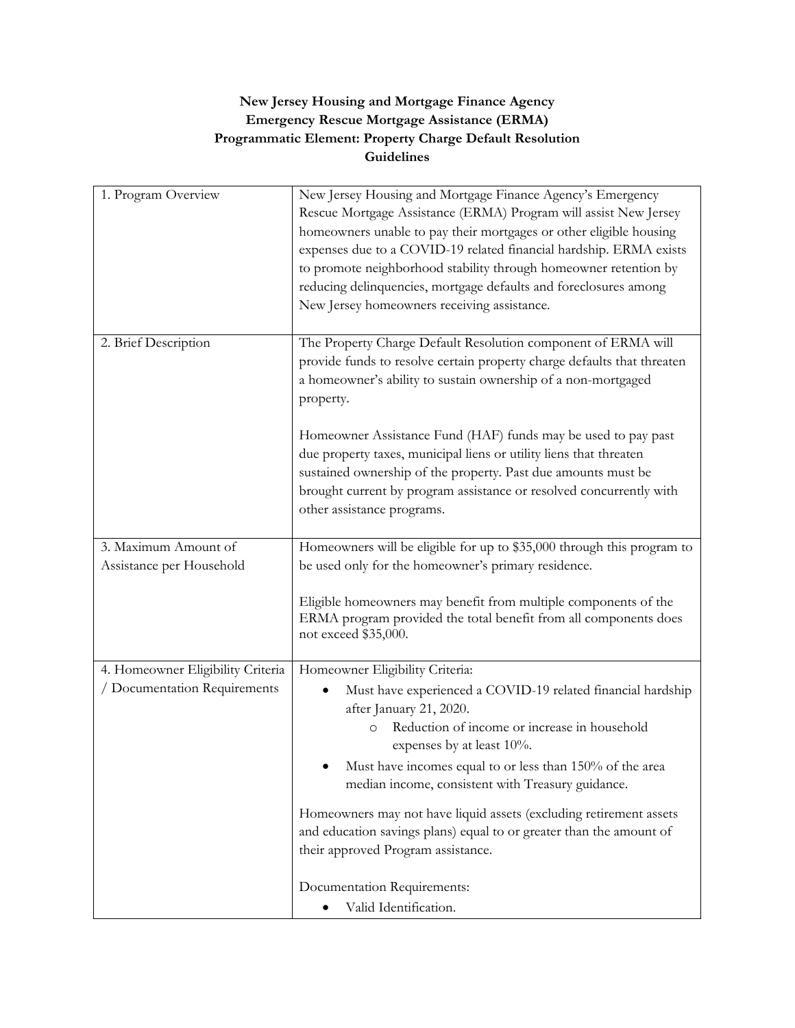**New Jersey Housing and Mortgage Finance Agency**
**Emergency Rescue Mortgage Assistance (ERMA)**
**Programmatic Element: Property Charge Default Resolution**
**Guidelines**

| | |
|---|---|
| 1. Program Overview | New Jersey Housing and Mortgage Finance Agency's Emergency Rescue Mortgage Assistance (ERMA) Program will assist New Jersey homeowners unable to pay their mortgages or other eligible housing expenses due to a COVID-19 related financial hardship. ERMA exists to promote neighborhood stability through homeowner retention by reducing delinquencies, mortgage defaults and foreclosures among New Jersey homeowners receiving assistance. |
| 2. Brief Description | The Property Charge Default Resolution component of ERMA will provide funds to resolve certain property charge defaults that threaten a homeowner's ability to sustain ownership of a non-mortgaged property.<br><br>Homeowner Assistance Fund (HAF) funds may be used to pay past due property taxes, municipal liens or utility liens that threaten sustained ownership of the property. Past due amounts must be brought current by program assistance or resolved concurrently with other assistance programs. |
| 3. Maximum Amount of Assistance per Household | Homeowners will be eligible for up to $35,000 through this program to be used only for the homeowner's primary residence.<br><br>Eligible homeowners may benefit from multiple components of the ERMA program provided the total benefit from all components does not exceed $35,000. |
| 4. Homeowner Eligibility Criteria / Documentation Requirements | Homeowner Eligibility Criteria:<br>• Must have experienced a COVID-19 related financial hardship after January 21, 2020.<br>&nbsp;&nbsp;&nbsp;&nbsp;○ Reduction of income or increase in household expenses by at least 10%.<br>• Must have incomes equal to or less than 150% of the area median income, consistent with Treasury guidance.<br><br>Homeowners may not have liquid assets (excluding retirement assets and education savings plans) equal to or greater than the amount of their approved Program assistance.<br><br>Documentation Requirements:<br>• Valid Identification. |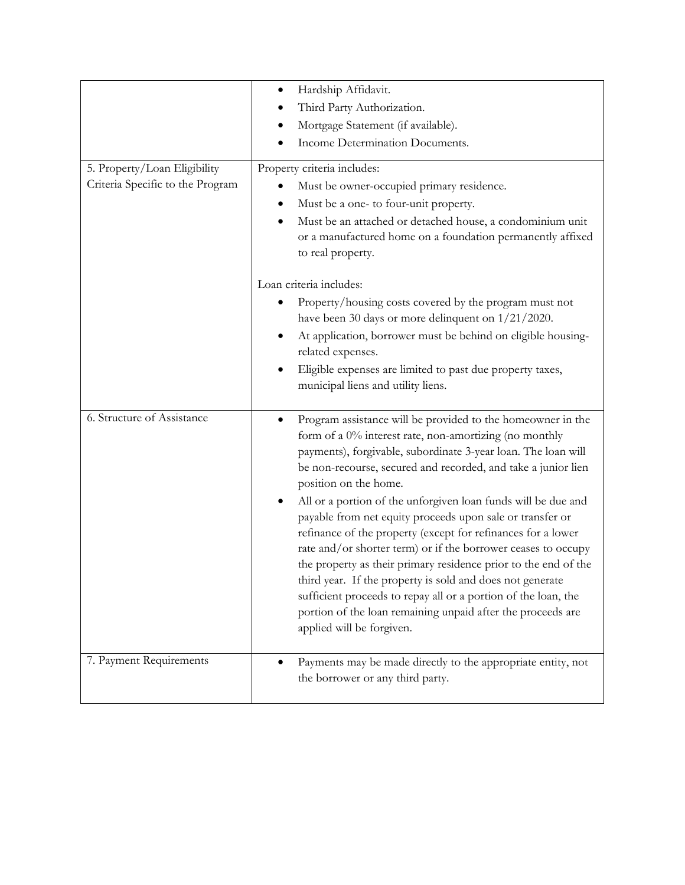| | |
|---|---|
| | • Hardship Affidavit.<br>• Third Party Authorization.<br>• Mortgage Statement (if available).<br>• Income Determination Documents. |
| 5. Property/Loan Eligibility Criteria Specific to the Program | Property criteria includes:<br>• Must be owner-occupied primary residence.<br>• Must be a one- to four-unit property.<br>• Must be an attached or detached house, a condominium unit or a manufactured home on a foundation permanently affixed to real property.<br><br>Loan criteria includes:<br>• Property/housing costs covered by the program must not have been 30 days or more delinquent on 1/21/2020.<br>• At application, borrower must be behind on eligible housing-related expenses.<br>• Eligible expenses are limited to past due property taxes, municipal liens and utility liens. |
| 6. Structure of Assistance | • Program assistance will be provided to the homeowner in the form of a 0% interest rate, non-amortizing (no monthly payments), forgivable, subordinate 3-year loan. The loan will be non-recourse, secured and recorded, and take a junior lien position on the home.<br>• All or a portion of the unforgiven loan funds will be due and payable from net equity proceeds upon sale or transfer or refinance of the property (except for refinances for a lower rate and/or shorter term) or if the borrower ceases to occupy the property as their primary residence prior to the end of the third year. If the property is sold and does not generate sufficient proceeds to repay all or a portion of the loan, the portion of the loan remaining unpaid after the proceeds are applied will be forgiven. |
| 7. Payment Requirements | • Payments may be made directly to the appropriate entity, not the borrower or any third party. |